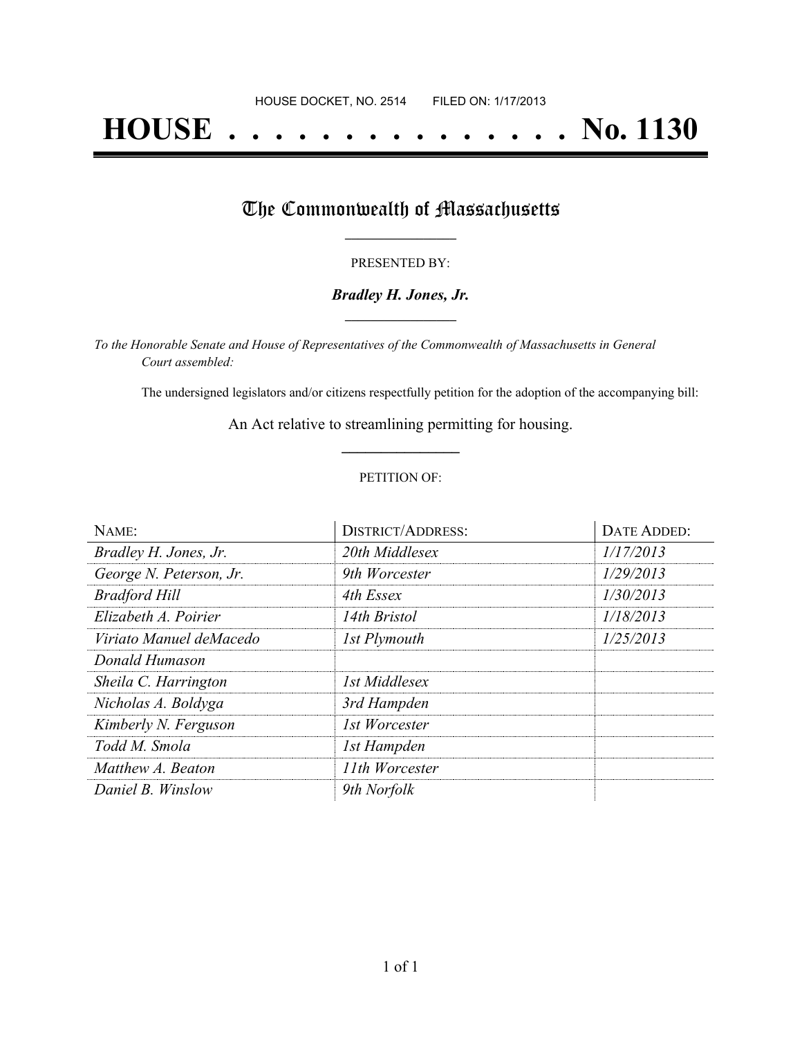HOUSE DOCKET, NO. 2514        FILED ON: 1/17/2013

# HOUSE . . . . . . . . . . . . . . . No. 1130

## The Commonwealth of Massachusetts

PRESENTED BY:

***Bradley H. Jones, Jr.***

*To the Honorable Senate and House of Representatives of the Commonwealth of Massachusetts in General Court assembled:*

The undersigned legislators and/or citizens respectfully petition for the adoption of the accompanying bill:

An Act relative to streamlining permitting for housing.

PETITION OF:

| NAME: | DISTRICT/ADDRESS: | DATE ADDED: |
|---|---|---|
| *Bradley H. Jones, Jr.* | *20th Middlesex* | *1/17/2013* |
| *George N. Peterson, Jr.* | *9th Worcester* | *1/29/2013* |
| *Bradford Hill* | *4th Essex* | *1/30/2013* |
| *Elizabeth A. Poirier* | *14th Bristol* | *1/18/2013* |
| *Viriato Manuel deMacedo* | *1st Plymouth* | *1/25/2013* |
| *Donald Humason* | | |
| *Sheila C. Harrington* | *1st Middlesex* | |
| *Nicholas A. Boldyga* | *3rd Hampden* | |
| *Kimberly N. Ferguson* | *1st Worcester* | |
| *Todd M. Smola* | *1st Hampden* | |
| *Matthew A. Beaton* | *11th Worcester* | |
| *Daniel B. Winslow* | *9th Norfolk* | |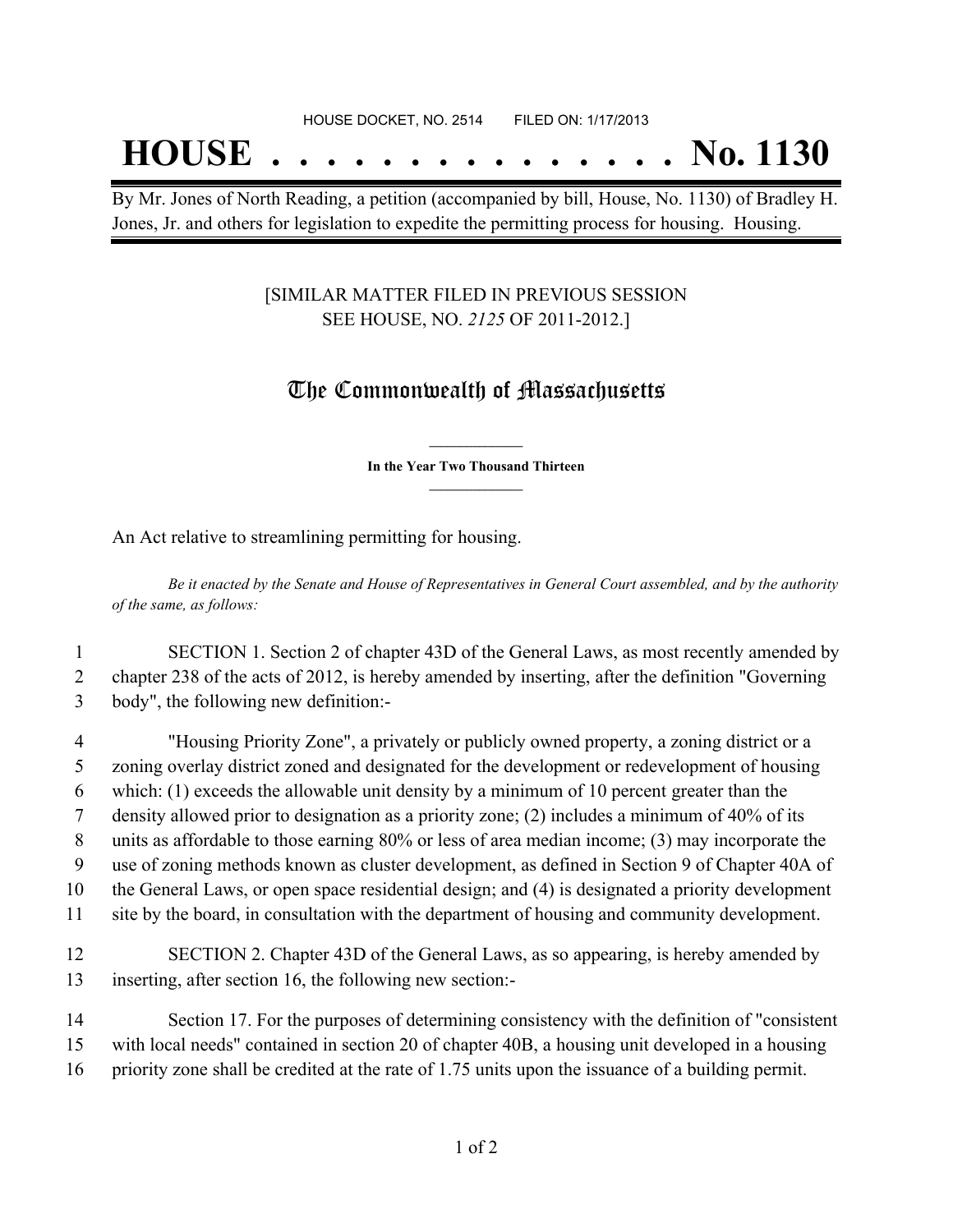HOUSE DOCKET, NO. 2514 FILED ON: 1/17/2013

# HOUSE . . . . . . . . . . . . . . . No. 1130

By Mr. Jones of North Reading, a petition (accompanied by bill, House, No. 1130) of Bradley H. Jones, Jr. and others for legislation to expedite the permitting process for housing. Housing.

[SIMILAR MATTER FILED IN PREVIOUS SESSION SEE HOUSE, NO. *2125* OF 2011-2012.]

## The Commonwealth of Massachusetts

**In the Year Two Thousand Thirteen**

An Act relative to streamlining permitting for housing.

*Be it enacted by the Senate and House of Representatives in General Court assembled, and by the authority of the same, as follows:*

1 SECTION 1. Section 2 of chapter 43D of the General Laws, as most recently amended by
2 chapter 238 of the acts of 2012, is hereby amended by inserting, after the definition "Governing
3 body", the following new definition:-

4 "Housing Priority Zone", a privately or publicly owned property, a zoning district or a
5 zoning overlay district zoned and designated for the development or redevelopment of housing
6 which: (1) exceeds the allowable unit density by a minimum of 10 percent greater than the
7 density allowed prior to designation as a priority zone; (2) includes a minimum of 40% of its
8 units as affordable to those earning 80% or less of area median income; (3) may incorporate the
9 use of zoning methods known as cluster development, as defined in Section 9 of Chapter 40A of
10 the General Laws, or open space residential design; and (4) is designated a priority development
11 site by the board, in consultation with the department of housing and community development.

12 SECTION 2. Chapter 43D of the General Laws, as so appearing, is hereby amended by
13 inserting, after section 16, the following new section:-

14 Section 17. For the purposes of determining consistency with the definition of "consistent
15 with local needs" contained in section 20 of chapter 40B, a housing unit developed in a housing
16 priority zone shall be credited at the rate of 1.75 units upon the issuance of a building permit.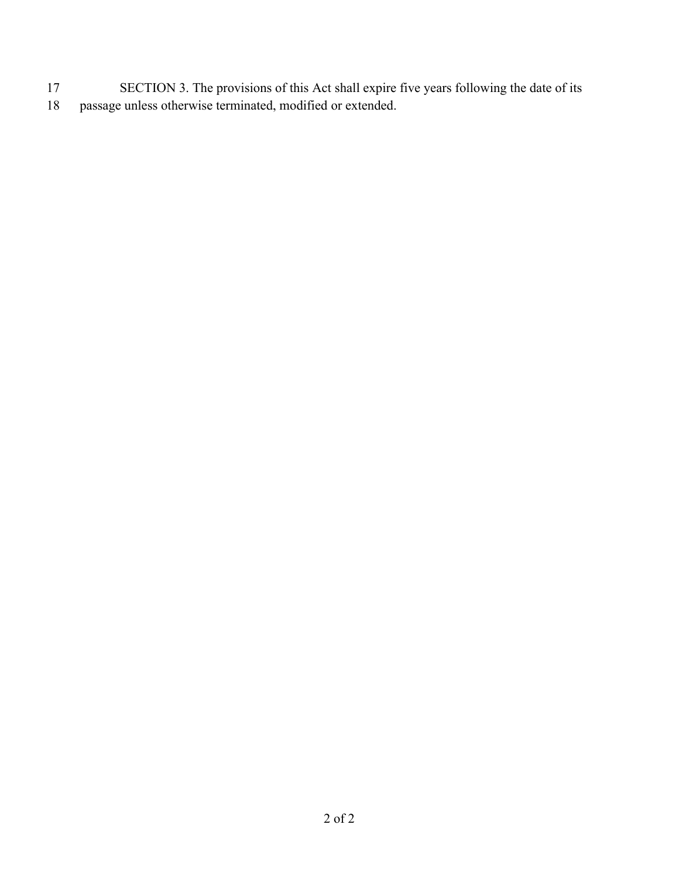17 SECTION 3. The provisions of this Act shall expire five years following the date of its
18 passage unless otherwise terminated, modified or extended.